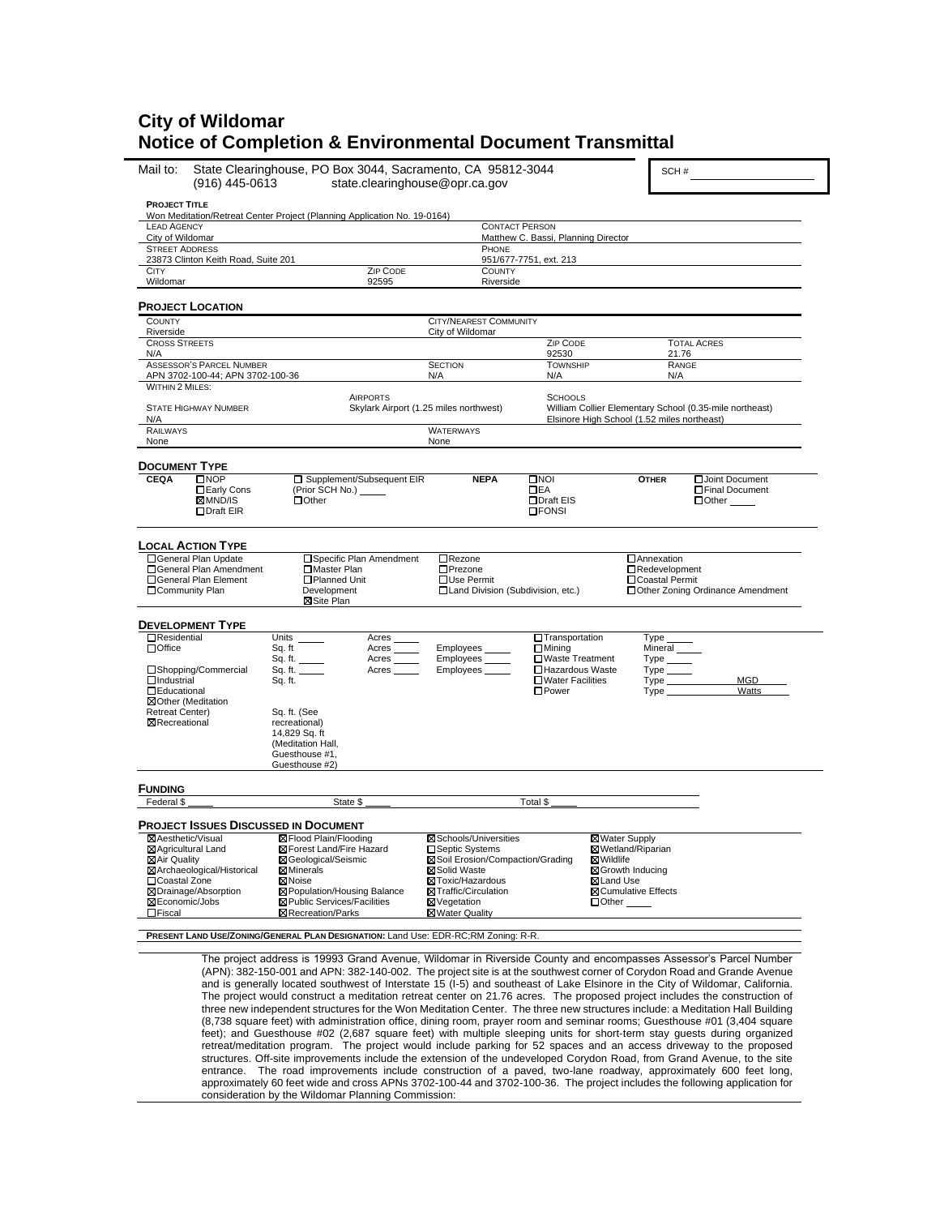# City of Wildomar
# Notice of Completion & Environmental Document Transmittal

Mail to: State Clearinghouse, PO Box 3044, Sacramento, CA 95812-3044
(916) 445-0613 state.clearinghouse@opr.ca.gov

SCH # ____________

**PROJECT TITLE**
Won Meditation/Retreat Center Project (Planning Application No. 19-0164)

| LEAD AGENCY | | CONTACT PERSON |
|---|---|---|
| City of Wildomar | | Matthew C. Bassi, Planning Director |
| STREET ADDRESS | | PHONE |
| 23873 Clinton Keith Road, Suite 201 | | 951/677-7751, ext. 213 |
| CITY | ZIP CODE | COUNTY |
| Wildomar | 92595 | Riverside |

## PROJECT LOCATION

| COUNTY | CITY/NEAREST COMMUNITY | | |
|---|---|---|---|
| Riverside | City of Wildomar | | |
| CROSS STREETS | | ZIP CODE | TOTAL ACRES |
| N/A | | 92530 | 21.76 |
| ASSESSOR'S PARCEL NUMBER | SECTION | TOWNSHIP | RANGE |
| APN 3702-100-44; APN 3702-100-36 | N/A | N/A | N/A |

WITHIN 2 MILES:

| STATE HIGHWAY NUMBER | AIRPORTS | SCHOOLS |
|---|---|---|
| N/A | Skylark Airport (1.25 miles northwest) | William Collier Elementary School (0.35-mile northeast); Elsinore High School (1.52 miles northeast) |
| RAILWAYS | WATERWAYS | |
| None | None | |

## DOCUMENT TYPE

**CEQA**
- ☐ NOP
- ☐ Early Cons
- ☒ MND/IS
- ☐ Draft EIR
- ☐ Supplement/Subsequent EIR (Prior SCH No.) _____
- ☐ Other

**NEPA**
- ☐ NOI
- ☐ EA
- ☐ Draft EIS
- ☐ FONSI

**OTHER**
- ☐ Joint Document
- ☐ Final Document
- ☐ Other _____

## LOCAL ACTION TYPE

- ☐ General Plan Update
- ☐ General Plan Amendment
- ☐ General Plan Element
- ☐ Community Plan
- ☐ Specific Plan Amendment
- ☐ Master Plan
- ☐ Planned Unit Development
- ☒ Site Plan
- ☐ Rezone
- ☐ Prezone
- ☐ Use Permit
- ☐ Land Division (Subdivision, etc.)
- ☐ Annexation
- ☐ Redevelopment
- ☐ Coastal Permit
- ☐ Other Zoning Ordinance Amendment

## DEVELOPMENT TYPE

- ☐ Residential — Units _____ Acres _____
- ☐ Office — Sq. ft _____ Acres _____ Employees _____
- Sq. ft. _____ Acres _____ Employees _____
- ☐ Shopping/Commercial — Sq. ft. _____ Acres _____ Employees _____
- ☐ Industrial — Sq. ft.
- ☐ Educational
- ☒ Other (Meditation Retreat Center) — Sq. ft. (See recreational)
- ☒ Recreational — 14,829 Sq. ft (Meditation Hall, Guesthouse #1, Guesthouse #2)
- ☐ Transportation — Type _____
- ☐ Mining — Mineral _____
- ☐ Waste Treatment — Type _____
- ☐ Hazardous Waste — Type _____
- ☐ Water Facilities — Type _____ MGD _____
- ☐ Power — Type _____ Watts _____

## FUNDING

Federal $ _____ State $ _____ Total $ _____

## PROJECT ISSUES DISCUSSED IN DOCUMENT

- ☒ Aesthetic/Visual
- ☒ Agricultural Land
- ☒ Air Quality
- ☒ Archaeological/Historical
- ☐ Coastal Zone
- ☒ Drainage/Absorption
- ☒ Economic/Jobs
- ☐ Fiscal
- ☒ Flood Plain/Flooding
- ☒ Forest Land/Fire Hazard
- ☒ Geological/Seismic
- ☒ Minerals
- ☒ Noise
- ☒ Population/Housing Balance
- ☒ Public Services/Facilities
- ☒ Recreation/Parks
- ☒ Schools/Universities
- ☐ Septic Systems
- ☒ Soil Erosion/Compaction/Grading
- ☒ Solid Waste
- ☒ Toxic/Hazardous
- ☒ Traffic/Circulation
- ☒ Vegetation
- ☒ Water Quality
- ☒ Water Supply
- ☒ Wetland/Riparian
- ☒ Wildlife
- ☒ Growth Inducing
- ☒ Land Use
- ☒ Cumulative Effects
- ☐ Other _____

**PRESENT LAND USE/ZONING/GENERAL PLAN DESIGNATION:** Land Use: EDR-RC;RM Zoning: R-R.

The project address is 19993 Grand Avenue, Wildomar in Riverside County and encompasses Assessor's Parcel Number (APN): 382-150-001 and APN: 382-140-002. The project site is at the southwest corner of Corydon Road and Grande Avenue and is generally located southwest of Interstate 15 (I-5) and southeast of Lake Elsinore in the City of Wildomar, California. The project would construct a meditation retreat center on 21.76 acres. The proposed project includes the construction of three new independent structures for the Won Meditation Center. The three new structures include: a Meditation Hall Building (8,738 square feet) with administration office, dining room, prayer room and seminar rooms; Guesthouse #01 (3,404 square feet); and Guesthouse #02 (2,687 square feet) with multiple sleeping units for short-term stay guests during organized retreat/meditation program. The project would include parking for 52 spaces and an access driveway to the proposed structures. Off-site improvements include the extension of the undeveloped Corydon Road, from Grand Avenue, to the site entrance. The road improvements include construction of a paved, two-lane roadway, approximately 600 feet long, approximately 60 feet wide and cross APNs 3702-100-44 and 3702-100-36. The project includes the following application for consideration by the Wildomar Planning Commission: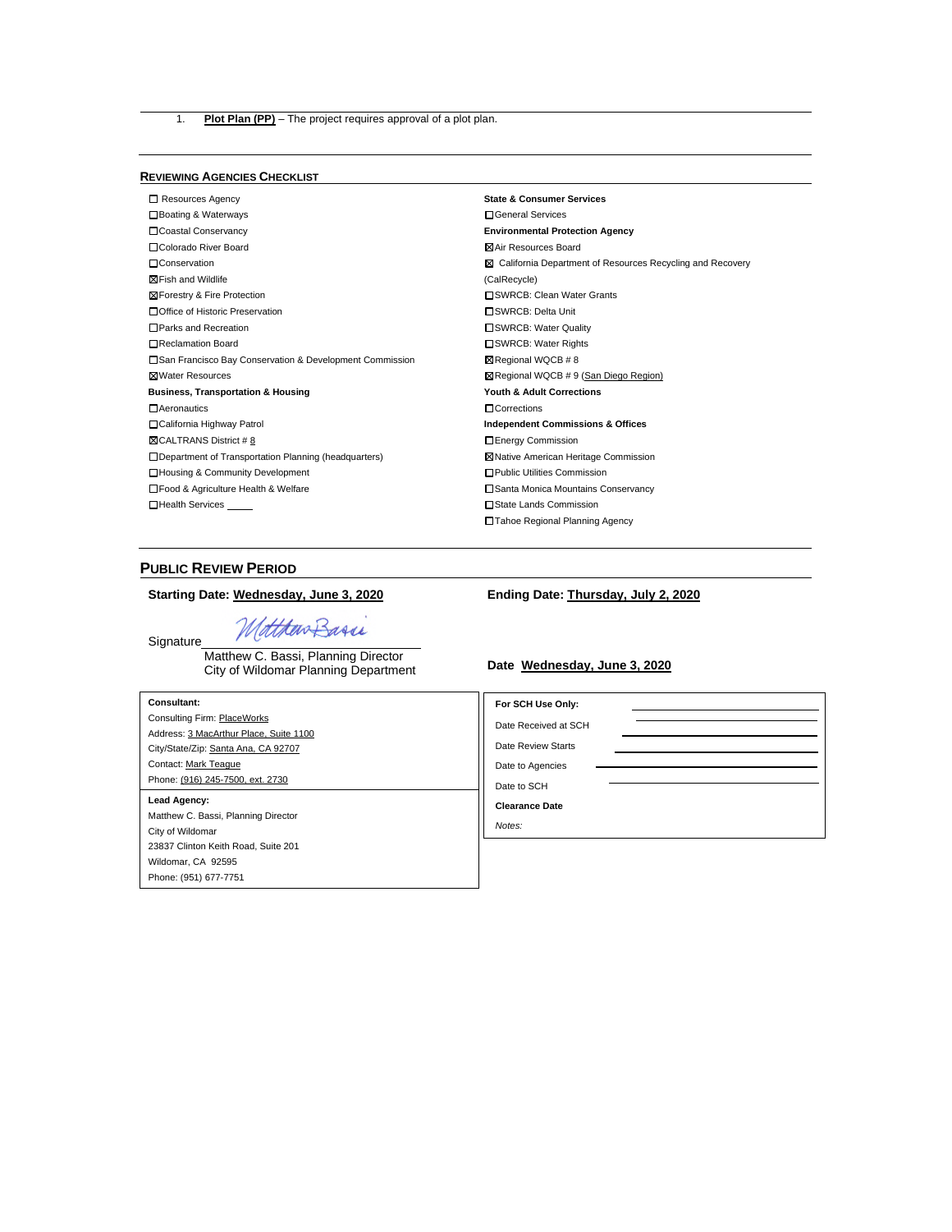1. **Plot Plan (PP)** – The project requires approval of a plot plan.

### REVIEWING AGENCIES CHECKLIST

- ☐ Resources Agency
- ☐ Boating & Waterways
- ☐ Coastal Conservancy
- ☐ Colorado River Board
- ☐ Conservation
- ☒ Fish and Wildlife
- ☒ Forestry & Fire Protection
- ☐ Office of Historic Preservation
- ☐ Parks and Recreation
- ☐ Reclamation Board
- ☐ San Francisco Bay Conservation & Development Commission
- ☒ Water Resources

**Business, Transportation & Housing**

- ☐ Aeronautics
- ☐ California Highway Patrol
- ☒ CALTRANS District # 8
- ☐ Department of Transportation Planning (headquarters)
- ☐ Housing & Community Development
- ☐ Food & Agriculture Health & Welfare
- ☐ Health Services ____

**State & Consumer Services**

- ☐ General Services

**Environmental Protection Agency**

- ☒ Air Resources Board
- ☒ California Department of Resources Recycling and Recovery (CalRecycle)
- ☐ SWRCB: Clean Water Grants
- ☐ SWRCB: Delta Unit
- ☐ SWRCB: Water Quality
- ☐ SWRCB: Water Rights
- ☒ Regional WQCB # 8
- ☒ Regional WQCB # 9 (San Diego Region)

**Youth & Adult Corrections**

- ☐ Corrections

**Independent Commissions & Offices**

- ☐ Energy Commission
- ☒ Native American Heritage Commission
- ☐ Public Utilities Commission
- ☐ Santa Monica Mountains Conservancy
- ☐ State Lands Commission
- ☐ Tahoe Regional Planning Agency

### PUBLIC REVIEW PERIOD

**Starting Date: Wednesday, June 3, 2020**

**Ending Date: Thursday, July 2, 2020**

Signature ____________
Matthew C. Bassi, Planning Director
City of Wildomar Planning Department

**Date Wednesday, June 3, 2020**

**Consultant:**
Consulting Firm: PlaceWorks
Address: 3 MacArthur Place, Suite 1100
City/State/Zip: Santa Ana, CA 92707
Contact: Mark Teague
Phone: (916) 245-7500, ext. 2730

**Lead Agency:**
Matthew C. Bassi, Planning Director
City of Wildomar
23837 Clinton Keith Road, Suite 201
Wildomar, CA 92595
Phone: (951) 677-7751

**For SCH Use Only:**
Date Received at SCH ____________
Date Review Starts ____________
Date to Agencies ____________
Date to SCH ____________
**Clearance Date**
*Notes:*